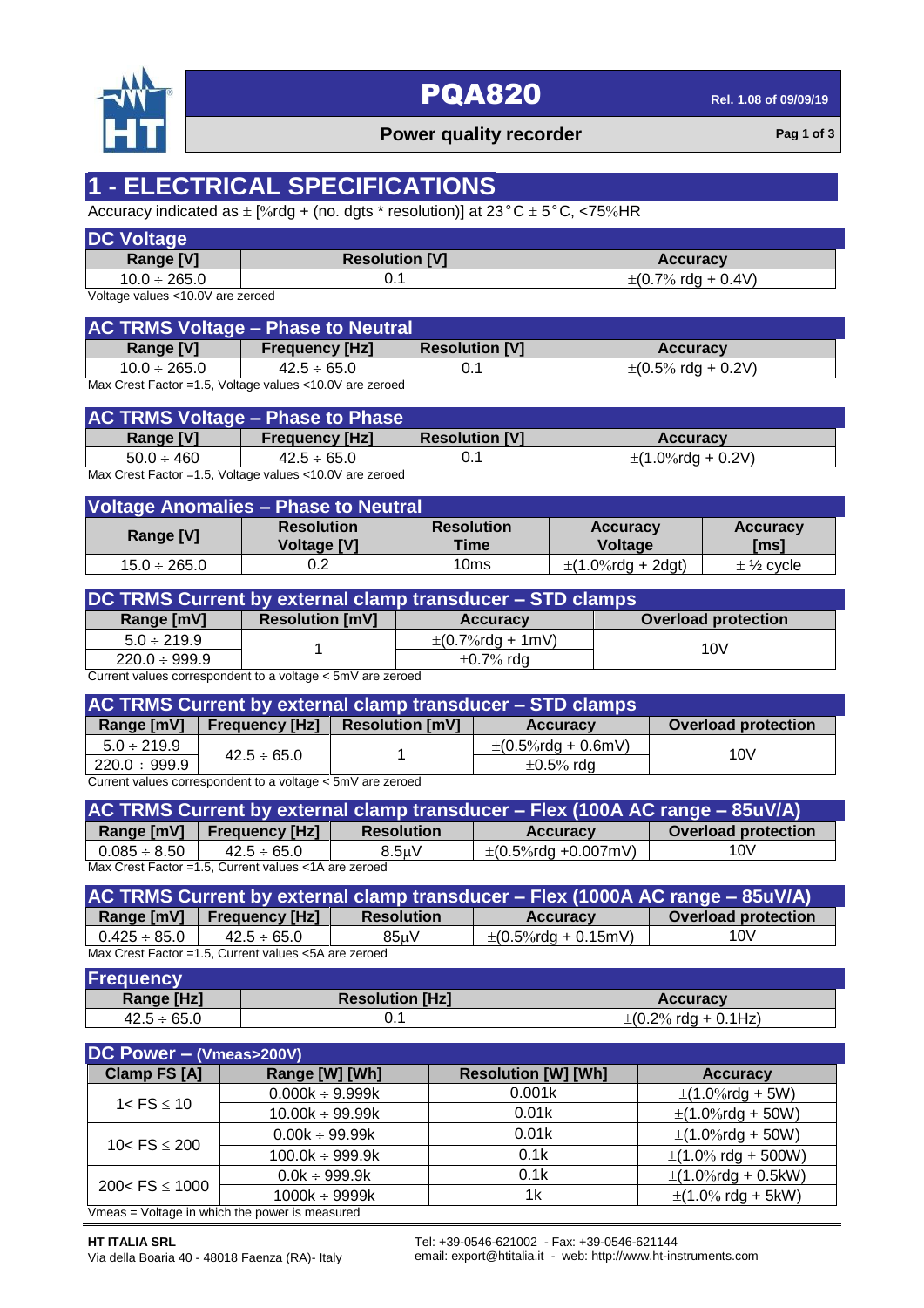# 1 - ELECTRICAL SPECIFICATIONS

Accuracy indicated as ± [%rdg + (no. dgts * resolution)] at 23°C ± 5°C, <75%HR

## DC Voltage

| Range [V] | Resolution [V] | Accuracy |
|---|---|---|
| 10.0 ÷ 265.0 | 0.1 | ±(0.7% rdg + 0.4V) |

Voltage values <10.0V are zeroed

## AC TRMS Voltage – Phase to Neutral

| Range [V] | Frequency [Hz] | Resolution [V] | Accuracy |
|---|---|---|---|
| 10.0 ÷ 265.0 | 42.5 ÷ 65.0 | 0.1 | ±(0.5% rdg + 0.2V) |

Max Crest Factor =1.5, Voltage values <10.0V are zeroed

## AC TRMS Voltage – Phase to Phase

| Range [V] | Frequency [Hz] | Resolution [V] | Accuracy |
|---|---|---|---|
| 50.0 ÷ 460 | 42.5 ÷ 65.0 | 0.1 | ±(1.0%rdg + 0.2V) |

Max Crest Factor =1.5, Voltage values <10.0V are zeroed

## Voltage Anomalies – Phase to Neutral

| Range [V] | Resolution Voltage [V] | Resolution Time | Accuracy Voltage | Accuracy [ms] |
|---|---|---|---|---|
| 15.0 ÷ 265.0 | 0.2 | 10ms | ±(1.0%rdg + 2dgt) | ± ½ cycle |

## DC TRMS Current by external clamp transducer – STD clamps

| Range [mV] | Resolution [mV] | Accuracy | Overload protection |
|---|---|---|---|
| 5.0 ÷ 219.9 | 1 | ±(0.7%rdg + 1mV) | 10V |
| 220.0 ÷ 999.9 | | ±0.7% rdg | |

Current values correspondent to a voltage < 5mV are zeroed

## AC TRMS Current by external clamp transducer – STD clamps

| Range [mV] | Frequency [Hz] | Resolution [mV] | Accuracy | Overload protection |
|---|---|---|---|---|
| 5.0 ÷ 219.9 | 42.5 ÷ 65.0 | 1 | ±(0.5%rdg + 0.6mV) | 10V |
| 220.0 ÷ 999.9 | | | ±0.5% rdg | |

Current values correspondent to a voltage < 5mV are zeroed

## AC TRMS Current by external clamp transducer – Flex (100A AC range – 85uV/A)

| Range [mV] | Frequency [Hz] | Resolution | Accuracy | Overload protection |
|---|---|---|---|---|
| 0.085 ÷ 8.50 | 42.5 ÷ 65.0 | 8.5μV | ±(0.5%rdg +0.007mV) | 10V |

Max Crest Factor =1.5, Current values <1A are zeroed

## AC TRMS Current by external clamp transducer – Flex (1000A AC range – 85uV/A)

| Range [mV] | Frequency [Hz] | Resolution | Accuracy | Overload protection |
|---|---|---|---|---|
| 0.425 ÷ 85.0 | 42.5 ÷ 65.0 | 85μV | ±(0.5%rdg + 0.15mV) | 10V |

Max Crest Factor =1.5, Current values <5A are zeroed

## Frequency

| Range [Hz] | Resolution [Hz] | Accuracy |
|---|---|---|
| 42.5 ÷ 65.0 | 0.1 | ±(0.2% rdg + 0.1Hz) |

## DC Power – (Vmeas>200V)

| Clamp FS [A] | Range [W] [Wh] | Resolution [W] [Wh] | Accuracy |
|---|---|---|---|
| 1< FS ≤ 10 | 0.000k ÷ 9.999k | 0.001k | ±(1.0%rdg + 5W) |
| | 10.00k ÷ 99.99k | 0.01k | ±(1.0%rdg + 50W) |
| 10< FS ≤ 200 | 0.00k ÷ 99.99k | 0.01k | ±(1.0%rdg + 50W) |
| | 100.0k ÷ 999.9k | 0.1k | ±(1.0% rdg + 500W) |
| 200< FS ≤ 1000 | 0.0k ÷ 999.9k | 0.1k | ±(1.0%rdg + 0.5kW) |
| | 1000k ÷ 9999k | 1k | ±(1.0% rdg + 5kW) |

Vmeas = Voltage in which the power is measured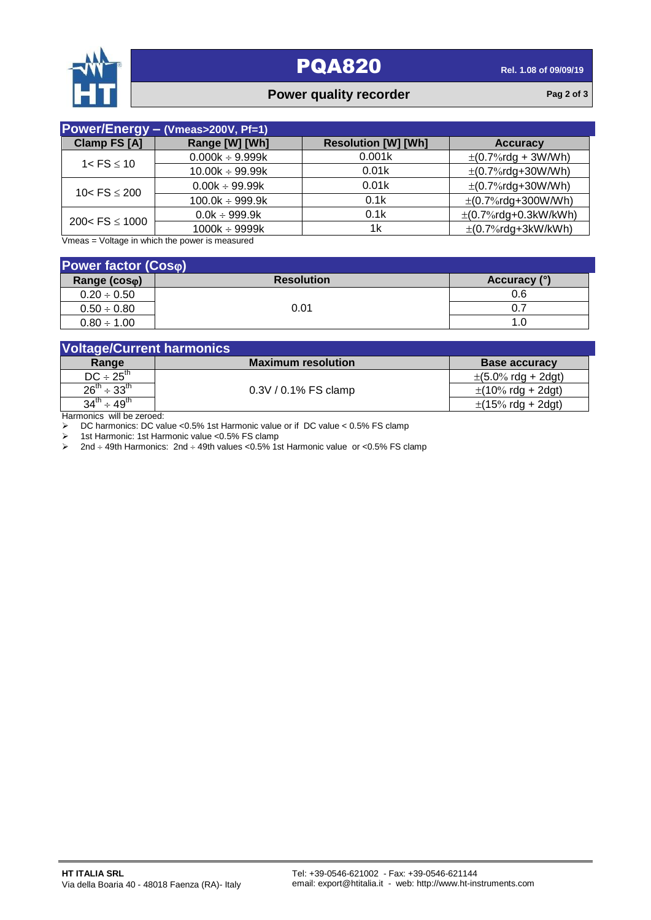## Power/Energy – (Vmeas>200V, Pf=1)

| Clamp FS [A] | Range [W] [Wh] | Resolution [W] [Wh] | Accuracy |
|---|---|---|---|
| 1< FS ≤ 10 | 0.000k ÷ 9.999k | 0.001k | ±(0.7%rdg + 3W/Wh) |
| | 10.00k ÷ 99.99k | 0.01k | ±(0.7%rdg+30W/Wh) |
| 10< FS ≤ 200 | 0.00k ÷ 99.99k | 0.01k | ±(0.7%rdg+30W/Wh) |
| | 100.0k ÷ 999.9k | 0.1k | ±(0.7%rdg+300W/Wh) |
| 200< FS ≤ 1000 | 0.0k ÷ 999.9k | 0.1k | ±(0.7%rdg+0.3kW/kWh) |
| | 1000k ÷ 9999k | 1k | ±(0.7%rdg+3kW/kWh) |

Vmeas = Voltage in which the power is measured

## Power factor (Cosφ)

| Range (cosφ) | Resolution | Accuracy (°) |
|---|---|---|
| 0.20 ÷ 0.50 | 0.01 | 0.6 |
| 0.50 ÷ 0.80 | | 0.7 |
| 0.80 ÷ 1.00 | | 1.0 |

## Voltage/Current harmonics

| Range | Maximum resolution | Base accuracy |
|---|---|---|
| DC ÷ $25^{th}$ | 0.3V / 0.1% FS clamp | ±(5.0% rdg + 2dgt) |
| $26^{th}$ ÷ $33^{th}$ | | ±(10% rdg + 2dgt) |
| $34^{th}$ ÷ $49^{th}$ | | ±(15% rdg + 2dgt) |

Harmonics will be zeroed:

- DC harmonics: DC value <0.5% 1st Harmonic value or if DC value < 0.5% FS clamp
- 1st Harmonic: 1st Harmonic value <0.5% FS clamp
- 2nd ÷ 49th Harmonics: 2nd ÷ 49th values <0.5% 1st Harmonic value or <0.5% FS clamp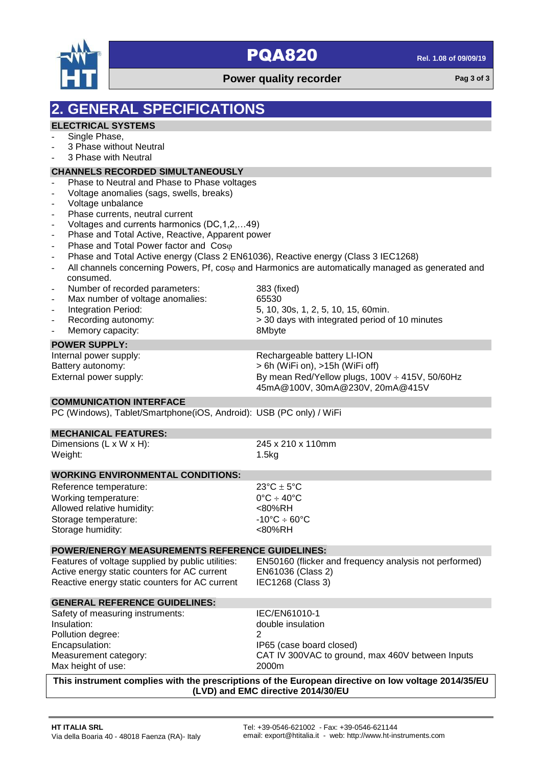## 2. GENERAL SPECIFICATIONS

### ELECTRICAL SYSTEMS

- Single Phase,
- 3 Phase without Neutral
- 3 Phase with Neutral

### CHANNELS RECORDED SIMULTANEOUSLY

- Phase to Neutral and Phase to Phase voltages
- Voltage anomalies (sags, swells, breaks)
- Voltage unbalance
- Phase currents, neutral current
- Voltages and currents harmonics (DC,1,2,…49)
- Phase and Total Active, Reactive, Apparent power
- Phase and Total Power factor and Cosφ
- Phase and Total Active energy (Class 2 EN61036), Reactive energy (Class 3 IEC1268)
- All channels concerning Powers, Pf, cosφ and Harmonics are automatically managed as generated and consumed.

| | |
|---|---|
| - Number of recorded parameters: | 383 (fixed) |
| - Max number of voltage anomalies: | 65530 |
| - Integration Period: | 5, 10, 30s, 1, 2, 5, 10, 15, 60min. |
| - Recording autonomy: | > 30 days with integrated period of 10 minutes |
| - Memory capacity: | 8Mbyte |

### POWER SUPPLY:

| | |
|---|---|
| Internal power supply: | Rechargeable battery LI-ION |
| Battery autonomy: | > 6h (WiFi on), >15h (WiFi off) |
| External power supply: | By mean Red/Yellow plugs, 100V ÷ 415V, 50/60Hz 45mA@100V, 30mA@230V, 20mA@415V |

### COMMUNICATION INTERFACE

PC (Windows), Tablet/Smartphone(iOS, Android): USB (PC only) / WiFi

### MECHANICAL FEATURES:

| | |
|---|---|
| Dimensions (L x W x H): | 245 x 210 x 110mm |
| Weight: | 1.5kg |

### WORKING ENVIRONMENTAL CONDITIONS:

| | |
|---|---|
| Reference temperature: | 23°C ± 5°C |
| Working temperature: | 0°C ÷ 40°C |
| Allowed relative humidity: | <80%RH |
| Storage temperature: | -10°C ÷ 60°C |
| Storage humidity: | <80%RH |

### POWER/ENERGY MEASUREMENTS REFERENCE GUIDELINES:

| | |
|---|---|
| Features of voltage supplied by public utilities: | EN50160 (flicker and frequency analysis not performed) |
| Active energy static counters for AC current | EN61036 (Class 2) |
| Reactive energy static counters for AC current | IEC1268 (Class 3) |

### GENERAL REFERENCE GUIDELINES:

| | |
|---|---|
| Safety of measuring instruments: | IEC/EN61010-1 |
| Insulation: | double insulation |
| Pollution degree: | 2 |
| Encapsulation: | IP65 (case board closed) |
| Measurement category: | CAT IV 300VAC to ground, max 460V between Inputs |
| Max height of use: | 2000m |

**This instrument complies with the prescriptions of the European directive on low voltage 2014/35/EU (LVD) and EMC directive 2014/30/EU**

**HT ITALIA SRL**
Via della Boaria 40 - 48018 Faenza (RA)- Italy

Tel: +39-0546-621002 - Fax: +39-0546-621144
email: export@htitalia.it - web: http://www.ht-instruments.com